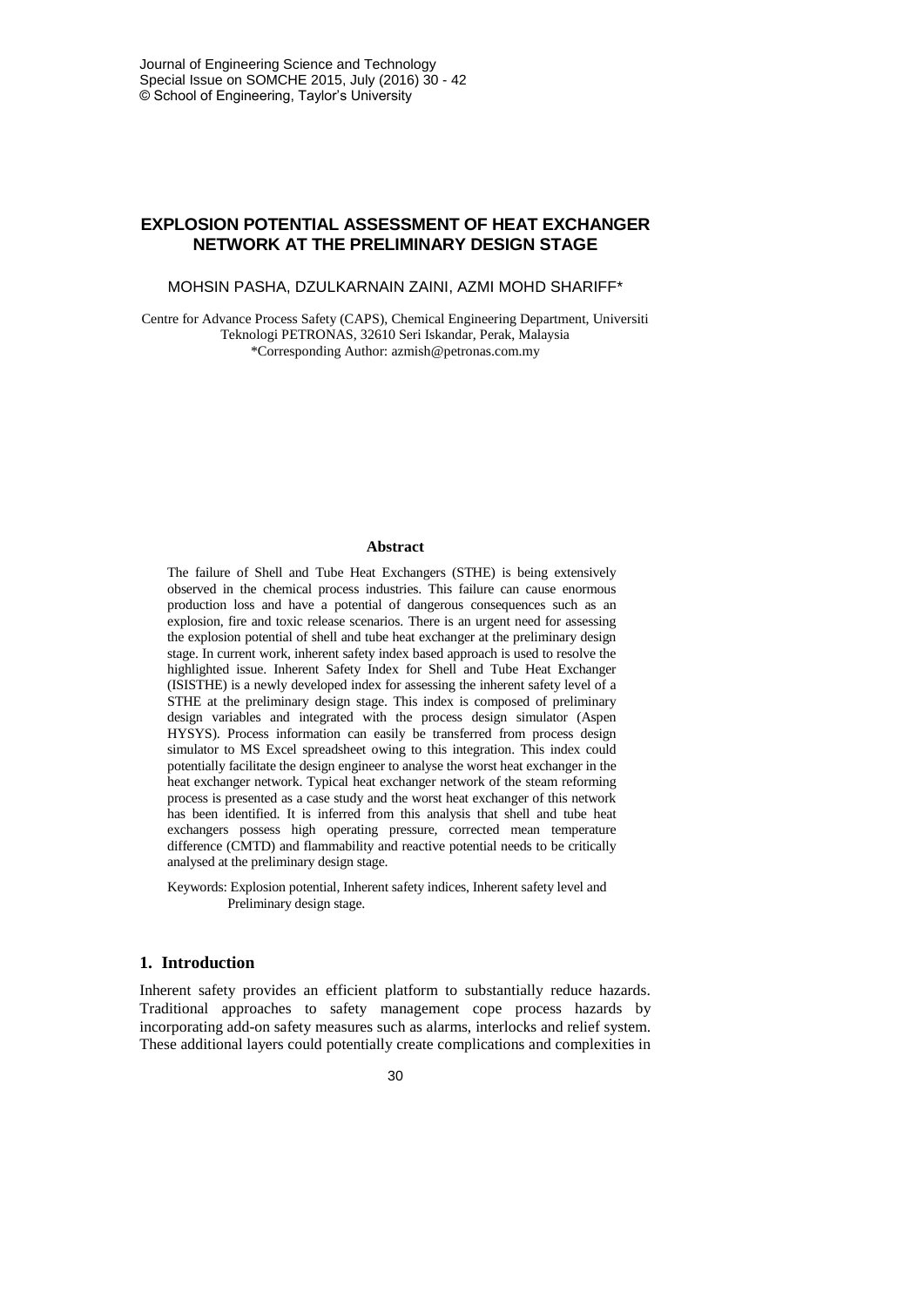# EXPLOSION POTENTIAL ASSESSMENT OF HEAT EXCHANGER NETWORK AT THE PRELIMINARY DESIGN STAGE

MOHSIN PASHA, DZULKARNAIN ZAINI, AZMI MOHD SHARIFF*

Centre for Advance Process Safety (CAPS), Chemical Engineering Department, Universiti Teknologi PETRONAS, 32610 Seri Iskandar, Perak, Malaysia
*Corresponding Author: azmish@petronas.com.my

### Abstract

The failure of Shell and Tube Heat Exchangers (STHE) is being extensively observed in the chemical process industries. This failure can cause enormous production loss and have a potential of dangerous consequences such as an explosion, fire and toxic release scenarios. There is an urgent need for assessing the explosion potential of shell and tube heat exchanger at the preliminary design stage. In current work, inherent safety index based approach is used to resolve the highlighted issue. Inherent Safety Index for Shell and Tube Heat Exchanger (ISISTHE) is a newly developed index for assessing the inherent safety level of a STHE at the preliminary design stage. This index is composed of preliminary design variables and integrated with the process design simulator (Aspen HYSYS). Process information can easily be transferred from process design simulator to MS Excel spreadsheet owing to this integration. This index could potentially facilitate the design engineer to analyse the worst heat exchanger in the heat exchanger network. Typical heat exchanger network of the steam reforming process is presented as a case study and the worst heat exchanger of this network has been identified. It is inferred from this analysis that shell and tube heat exchangers possess high operating pressure, corrected mean temperature difference (CMTD) and flammability and reactive potential needs to be critically analysed at the preliminary design stage.

Keywords: Explosion potential, Inherent safety indices, Inherent safety level and Preliminary design stage.

## 1. Introduction

Inherent safety provides an efficient platform to substantially reduce hazards. Traditional approaches to safety management cope process hazards by incorporating add-on safety measures such as alarms, interlocks and relief system. These additional layers could potentially create complications and complexities in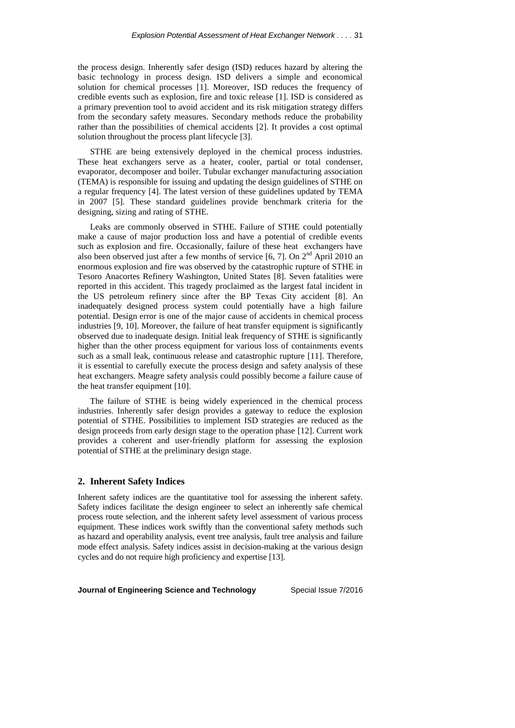the process design. Inherently safer design (ISD) reduces hazard by altering the basic technology in process design. ISD delivers a simple and economical solution for chemical processes [1]. Moreover, ISD reduces the frequency of credible events such as explosion, fire and toxic release [1]. ISD is considered as a primary prevention tool to avoid accident and its risk mitigation strategy differs from the secondary safety measures. Secondary methods reduce the probability rather than the possibilities of chemical accidents [2]. It provides a cost optimal solution throughout the process plant lifecycle [3].

STHE are being extensively deployed in the chemical process industries. These heat exchangers serve as a heater, cooler, partial or total condenser, evaporator, decomposer and boiler. Tubular exchanger manufacturing association (TEMA) is responsible for issuing and updating the design guidelines of STHE on a regular frequency [4]. The latest version of these guidelines updated by TEMA in 2007 [5]. These standard guidelines provide benchmark criteria for the designing, sizing and rating of STHE.

Leaks are commonly observed in STHE. Failure of STHE could potentially make a cause of major production loss and have a potential of credible events such as explosion and fire. Occasionally, failure of these heat exchangers have also been observed just after a few months of service [6, 7]. On 2nd April 2010 an enormous explosion and fire was observed by the catastrophic rupture of STHE in Tesoro Anacortes Refinery Washington, United States [8]. Seven fatalities were reported in this accident. This tragedy proclaimed as the largest fatal incident in the US petroleum refinery since after the BP Texas City accident [8]. An inadequately designed process system could potentially have a high failure potential. Design error is one of the major cause of accidents in chemical process industries [9, 10]. Moreover, the failure of heat transfer equipment is significantly observed due to inadequate design. Initial leak frequency of STHE is significantly higher than the other process equipment for various loss of containments events such as a small leak, continuous release and catastrophic rupture [11]. Therefore, it is essential to carefully execute the process design and safety analysis of these heat exchangers. Meagre safety analysis could possibly become a failure cause of the heat transfer equipment [10].

The failure of STHE is being widely experienced in the chemical process industries. Inherently safer design provides a gateway to reduce the explosion potential of STHE. Possibilities to implement ISD strategies are reduced as the design proceeds from early design stage to the operation phase [12]. Current work provides a coherent and user-friendly platform for assessing the explosion potential of STHE at the preliminary design stage.

## 2. Inherent Safety Indices

Inherent safety indices are the quantitative tool for assessing the inherent safety. Safety indices facilitate the design engineer to select an inherently safe chemical process route selection, and the inherent safety level assessment of various process equipment. These indices work swiftly than the conventional safety methods such as hazard and operability analysis, event tree analysis, fault tree analysis and failure mode effect analysis. Safety indices assist in decision-making at the various design cycles and do not require high proficiency and expertise [13].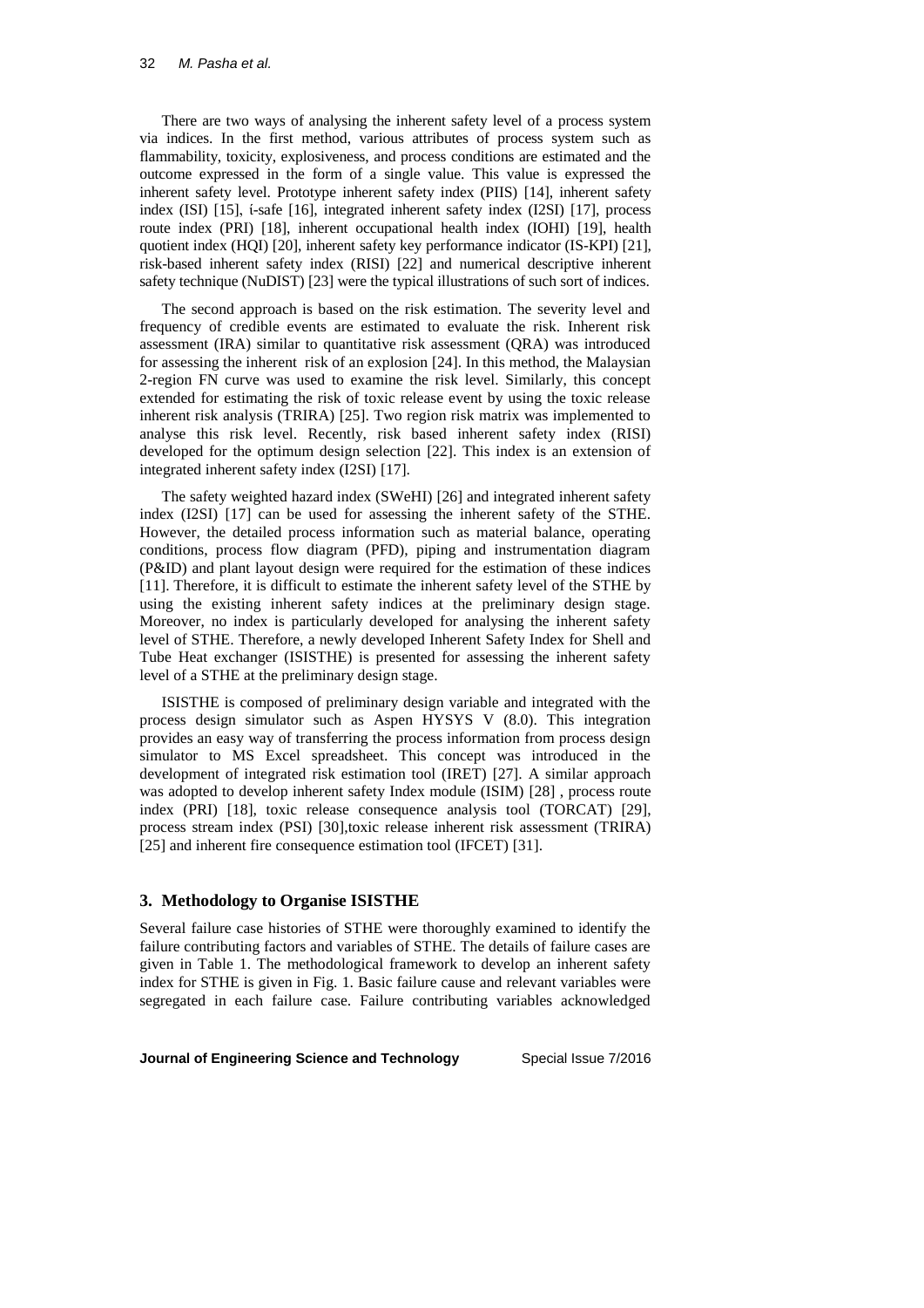There are two ways of analysing the inherent safety level of a process system via indices. In the first method, various attributes of process system such as flammability, toxicity, explosiveness, and process conditions are estimated and the outcome expressed in the form of a single value. This value is expressed the inherent safety level. Prototype inherent safety index (PIIS) [14], inherent safety index (ISI) [15], ί-safe [16], integrated inherent safety index (I2SI) [17], process route index (PRI) [18], inherent occupational health index (IOHI) [19], health quotient index (HQI) [20], inherent safety key performance indicator (IS-KPI) [21], risk-based inherent safety index (RISI) [22] and numerical descriptive inherent safety technique (NuDIST) [23] were the typical illustrations of such sort of indices.

The second approach is based on the risk estimation. The severity level and frequency of credible events are estimated to evaluate the risk. Inherent risk assessment (IRA) similar to quantitative risk assessment (QRA) was introduced for assessing the inherent risk of an explosion [24]. In this method, the Malaysian 2-region FN curve was used to examine the risk level. Similarly, this concept extended for estimating the risk of toxic release event by using the toxic release inherent risk analysis (TRIRA) [25]. Two region risk matrix was implemented to analyse this risk level. Recently, risk based inherent safety index (RISI) developed for the optimum design selection [22]. This index is an extension of integrated inherent safety index (I2SI) [17].

The safety weighted hazard index (SWeHI) [26] and integrated inherent safety index (I2SI) [17] can be used for assessing the inherent safety of the STHE. However, the detailed process information such as material balance, operating conditions, process flow diagram (PFD), piping and instrumentation diagram (P&ID) and plant layout design were required for the estimation of these indices [11]. Therefore, it is difficult to estimate the inherent safety level of the STHE by using the existing inherent safety indices at the preliminary design stage. Moreover, no index is particularly developed for analysing the inherent safety level of STHE. Therefore, a newly developed Inherent Safety Index for Shell and Tube Heat exchanger (ISISTHE) is presented for assessing the inherent safety level of a STHE at the preliminary design stage.

ISISTHE is composed of preliminary design variable and integrated with the process design simulator such as Aspen HYSYS V (8.0). This integration provides an easy way of transferring the process information from process design simulator to MS Excel spreadsheet. This concept was introduced in the development of integrated risk estimation tool (IRET) [27]. A similar approach was adopted to develop inherent safety Index module (ISIM) [28] , process route index (PRI) [18], toxic release consequence analysis tool (TORCAT) [29], process stream index (PSI) [30],toxic release inherent risk assessment (TRIRA) [25] and inherent fire consequence estimation tool (IFCET) [31].

## 3. Methodology to Organise ISISTHE

Several failure case histories of STHE were thoroughly examined to identify the failure contributing factors and variables of STHE. The details of failure cases are given in Table 1. The methodological framework to develop an inherent safety index for STHE is given in Fig. 1. Basic failure cause and relevant variables were segregated in each failure case. Failure contributing variables acknowledged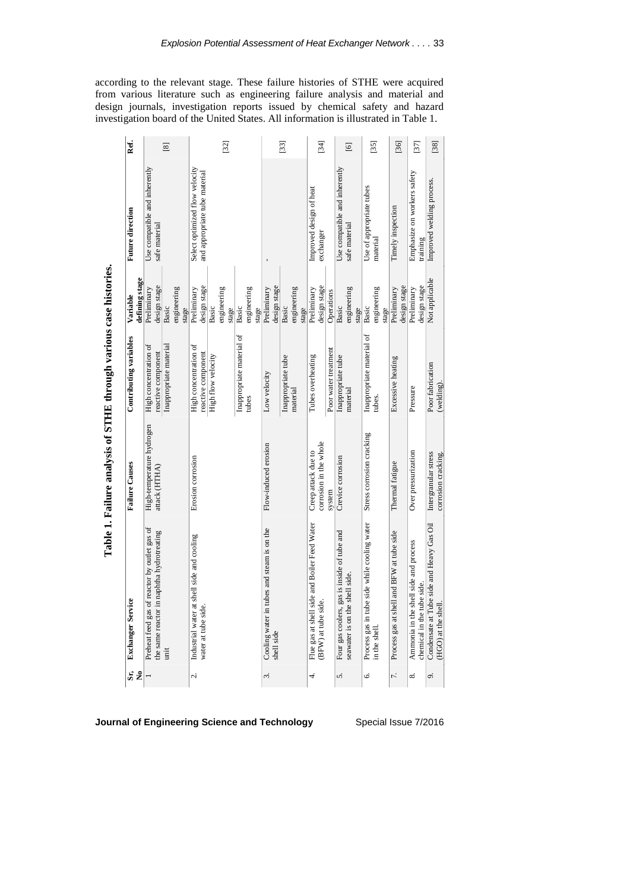according to the relevant stage. These failure histories of STHE were acquired from various literature such as engineering failure analysis and material and design journals, investigation reports issued by chemical safety and hazard investigation board of the United States. All information is illustrated in Table 1.

**Table 1. Failure analysis of STHE through various case histories.**

| Sr, No | Exchanger Service | Failure Causes | Contributing variables | Variable defining stage | Future direction | Ref. |
|---|---|---|---|---|---|---|
| 1 | Preheat feed gas of reactor by outlet gas of the same reactor in naphtha hydrotreating unit | High-temperature hydrogen attack (HTHA) | High concentration of reactive component | Preliminary design stage | Use compatible and inherently safe material | [8] |
| | | | Inappropriate material | Basic engineering stage | | |
| 2. | Industrial water at shell side and cooling water at tube side. | Erosion corrosion | High concentration of reactive component | Preliminary design stage | Select optimized flow velocity and appropriate tube material | [32] |
| | | | High flow velocity | Basic engineering stage | | |
| | | | Inappropriate material of tubes | Basic engineering stage | | |
| 3. | Cooling water in tubes and steam is on the shell side | Flow-induced erosion | Low velocity | Preliminary design stage | - | [33] |
| | | | Inappropriate tube material | Basic engineering stage | | |
| 4. | Flue gas at shell side and Boiler Feed Water (BFW) at tube side. | Creep attack due to corrosion in the whole system | Tubes overheating | Preliminary design stage | Improved design of heat exchanger | [34] |
| | | | Poor water treatment | Operations | | |
| 5. | Four gas coolers, gas is inside of tube and seawater is on the shell side. | Crevice corrosion | Inappropriate tube material | Basic engineering stage | Use compatible and inherently safe material | [6] |
| 6. | Process gas in tube side while cooling water in the shell. | Stress corrosion cracking | Inappropriate material of tubes. | Basic engineering stage | Use of appropriate tubes material | [35] |
| 7. | Process gas at shell and BFW at tube side | Thermal fatigue | Excessive heating | Preliminary design stage | Timely inspection | [36] |
| 8. | Ammonia in the shell side and process chemical in the tube side. | Over pressurization | Pressure | Preliminary design stage | Emphasize on workers safety training | [37] |
| 9. | Condensate at Tube side and Heavy Gas Oil (HGO) at the shell. | Intergranular stress corrosion cracking. | Poor fabrication (welding). | Not applicable | Improved welding process. | [38] |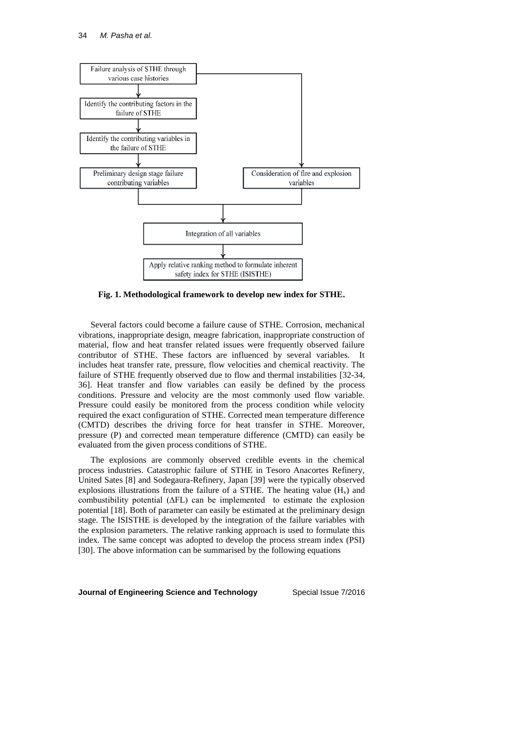```
Failure analysis of STHE through various case histories
        ↓
Identify the contributing factors in the failure of STHE
        ↓
Identify the contributing variables in the failure of STHE
        ↓
Preliminary design stage failure contributing variables      Consideration of fire and explosion variables
        ↓
Integration of all variables
        ↓
Apply relative ranking method to formulate inherent safety index for STHE (ISISTHE)
```

**Fig. 1. Methodological framework to develop new index for STHE.**

Several factors could become a failure cause of STHE. Corrosion, mechanical vibrations, inappropriate design, meagre fabrication, inappropriate construction of material, flow and heat transfer related issues were frequently observed failure contributor of STHE. These factors are influenced by several variables. It includes heat transfer rate, pressure, flow velocities and chemical reactivity. The failure of STHE frequently observed due to flow and thermal instabilities [32-34, 36]. Heat transfer and flow variables can easily be defined by the process conditions. Pressure and velocity are the most commonly used flow variable. Pressure could easily be monitored from the process condition while velocity required the exact configuration of STHE. Corrected mean temperature difference (CMTD) describes the driving force for heat transfer in STHE. Moreover, pressure (P) and corrected mean temperature difference (CMTD) can easily be evaluated from the given process conditions of STHE.

The explosions are commonly observed credible events in the chemical process industries. Catastrophic failure of STHE in Tesoro Anacortes Refinery, United Sates [8] and Sodegaura-Refinery, Japan [39] were the typically observed explosions illustrations from the failure of a STHE. The heating value ($H_v$) and combustibility potential ($\Delta$FL) can be implemented to estimate the explosion potential [18]. Both of parameter can easily be estimated at the preliminary design stage. The ISISTHE is developed by the integration of the failure variables with the explosion parameters. The relative ranking approach is used to formulate this index. The same concept was adopted to develop the process stream index (PSI) [30]. The above information can be summarised by the following equations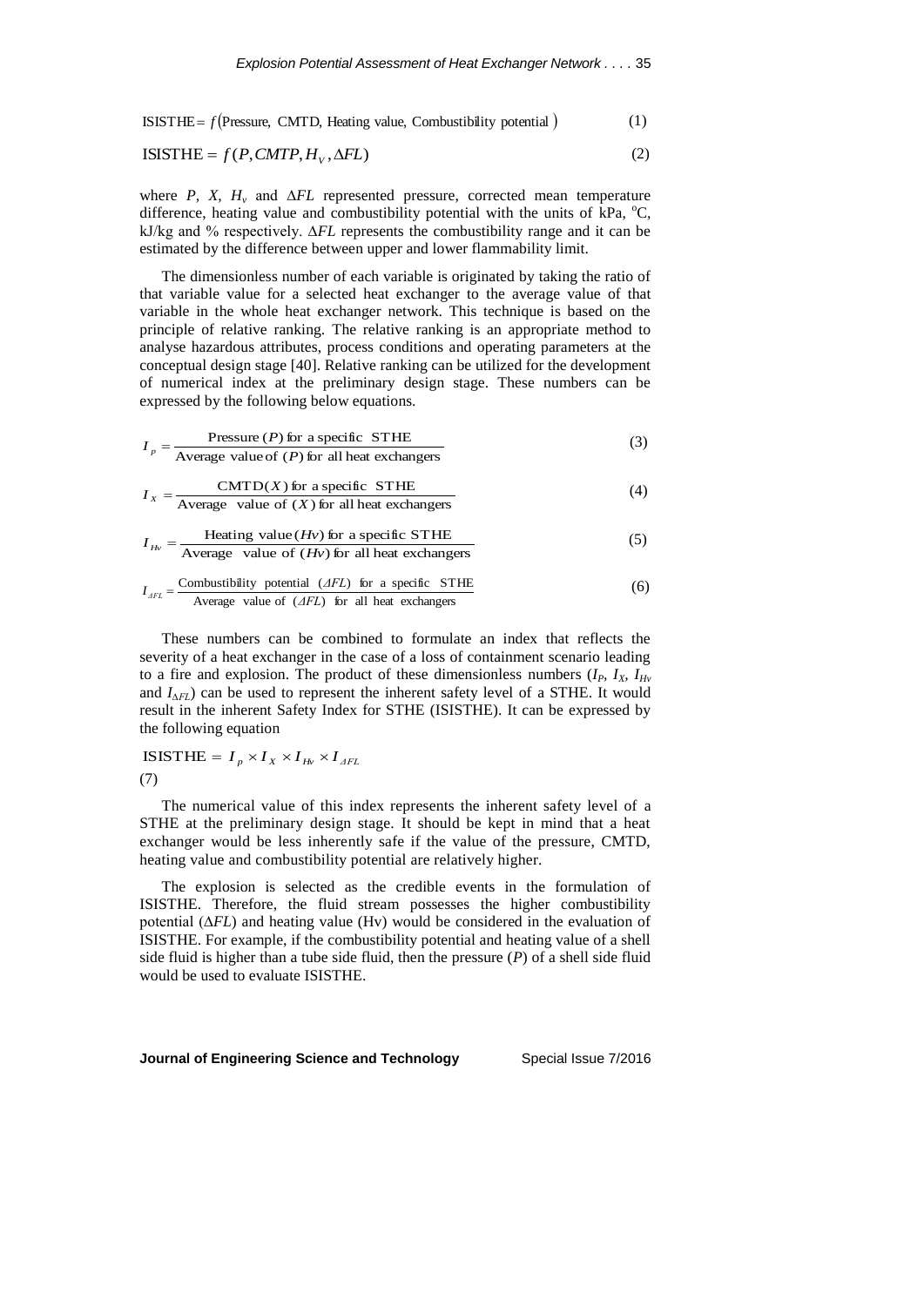$$\text{ISISTHE} = f(\text{Pressure, CMTD, Heating value, Combustibility potential}) \tag{1}$$

$$\text{ISISTHE} = f(P, CMTP, H_V, \Delta FL) \tag{2}$$

where $P$, $X$, $H_v$ and $\Delta FL$ represented pressure, corrected mean temperature difference, heating value and combustibility potential with the units of kPa, $^o$C, kJ/kg and % respectively. $\Delta FL$ represents the combustibility range and it can be estimated by the difference between upper and lower flammability limit.

The dimensionless number of each variable is originated by taking the ratio of that variable value for a selected heat exchanger to the average value of that variable in the whole heat exchanger network. This technique is based on the principle of relative ranking. The relative ranking is an appropriate method to analyse hazardous attributes, process conditions and operating parameters at the conceptual design stage [40]. Relative ranking can be utilized for the development of numerical index at the preliminary design stage. These numbers can be expressed by the following below equations.

$$I_p = \frac{\text{Pressure } (P) \text{ for a specific STHE}}{\text{Average value of } (P) \text{ for all heat exchangers}} \tag{3}$$

$$I_X = \frac{\text{CMTD}(X) \text{ for a specific STHE}}{\text{Average value of } (X) \text{ for all heat exchangers}} \tag{4}$$

$$I_{Hv} = \frac{\text{Heating value } (Hv) \text{ for a specific STHE}}{\text{Average value of } (Hv) \text{ for all heat exchangers}} \tag{5}$$

$$I_{\Delta FL} = \frac{\text{Combustibility potential } (\Delta FL) \text{ for a specific STHE}}{\text{Average value of } (\Delta FL) \text{ for all heat exchangers}} \tag{6}$$

These numbers can be combined to formulate an index that reflects the severity of a heat exchanger in the case of a loss of containment scenario leading to a fire and explosion. The product of these dimensionless numbers ($I_P$, $I_X$, $I_{Hv}$ and $I_{\Delta FL}$) can be used to represent the inherent safety level of a STHE. It would result in the inherent Safety Index for STHE (ISISTHE). It can be expressed by the following equation

$$\text{ISISTHE} = I_p \times I_X \times I_{Hv} \times I_{\Delta FL} \tag{7}$$

The numerical value of this index represents the inherent safety level of a STHE at the preliminary design stage. It should be kept in mind that a heat exchanger would be less inherently safe if the value of the pressure, CMTD, heating value and combustibility potential are relatively higher.

The explosion is selected as the credible events in the formulation of ISISTHE. Therefore, the fluid stream possesses the higher combustibility potential ($\Delta FL$) and heating value (Hv) would be considered in the evaluation of ISISTHE. For example, if the combustibility potential and heating value of a shell side fluid is higher than a tube side fluid, then the pressure ($P$) of a shell side fluid would be used to evaluate ISISTHE.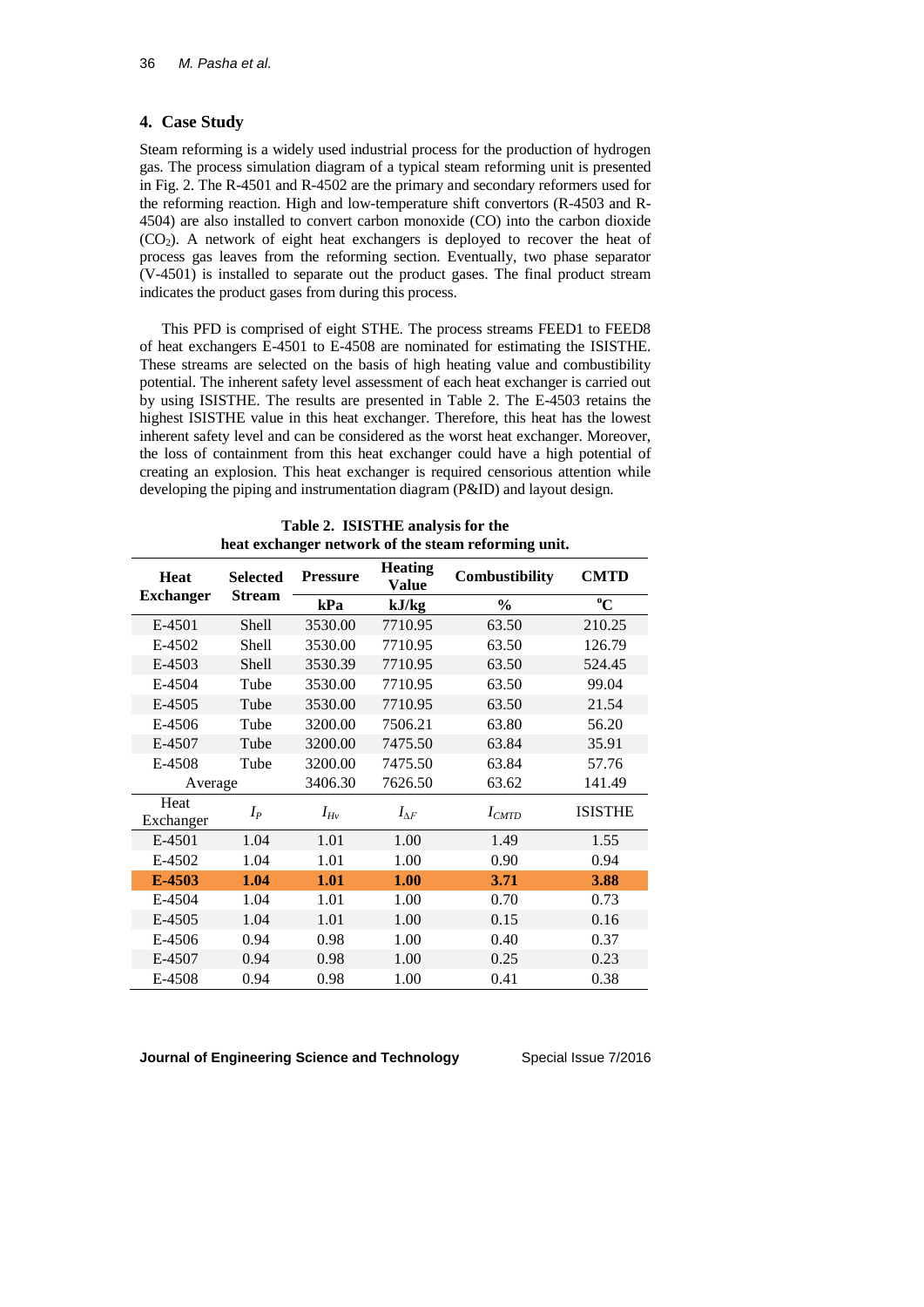## 4. Case Study

Steam reforming is a widely used industrial process for the production of hydrogen gas. The process simulation diagram of a typical steam reforming unit is presented in Fig. 2. The R-4501 and R-4502 are the primary and secondary reformers used for the reforming reaction. High and low-temperature shift convertors (R-4503 and R-4504) are also installed to convert carbon monoxide (CO) into the carbon dioxide ($CO_2$). A network of eight heat exchangers is deployed to recover the heat of process gas leaves from the reforming section. Eventually, two phase separator (V-4501) is installed to separate out the product gases. The final product stream indicates the product gases from during this process.

This PFD is comprised of eight STHE. The process streams FEED1 to FEED8 of heat exchangers E-4501 to E-4508 are nominated for estimating the ISISTHE. These streams are selected on the basis of high heating value and combustibility potential. The inherent safety level assessment of each heat exchanger is carried out by using ISISTHE. The results are presented in Table 2. The E-4503 retains the highest ISISTHE value in this heat exchanger. Therefore, this heat has the lowest inherent safety level and can be considered as the worst heat exchanger. Moreover, the loss of containment from this heat exchanger could have a high potential of creating an explosion. This heat exchanger is required censorious attention while developing the piping and instrumentation diagram (P&ID) and layout design.

**Table 2. ISISTHE analysis for the heat exchanger network of the steam reforming unit.**

| Heat Exchanger | Selected Stream | Pressure | Heating Value | Combustibility | CMTD |
|---|---|---|---|---|---|
| | | kPa | kJ/kg | % | °C |
| E-4501 | Shell | 3530.00 | 7710.95 | 63.50 | 210.25 |
| E-4502 | Shell | 3530.00 | 7710.95 | 63.50 | 126.79 |
| E-4503 | Shell | 3530.39 | 7710.95 | 63.50 | 524.45 |
| E-4504 | Tube | 3530.00 | 7710.95 | 63.50 | 99.04 |
| E-4505 | Tube | 3530.00 | 7710.95 | 63.50 | 21.54 |
| E-4506 | Tube | 3200.00 | 7506.21 | 63.80 | 56.20 |
| E-4507 | Tube | 3200.00 | 7475.50 | 63.84 | 35.91 |
| E-4508 | Tube | 3200.00 | 7475.50 | 63.84 | 57.76 |
| Average | | 3406.30 | 7626.50 | 63.62 | 141.49 |
| **Heat Exchanger** | **$I_P$** | **$I_{Hv}$** | **$I_{\Delta F}$** | **$I_{CMTD}$** | **ISISTHE** |
| E-4501 | 1.04 | 1.01 | 1.00 | 1.49 | 1.55 |
| E-4502 | 1.04 | 1.01 | 1.00 | 0.90 | 0.94 |
| **E-4503** | **1.04** | **1.01** | **1.00** | **3.71** | **3.88** |
| E-4504 | 1.04 | 1.01 | 1.00 | 0.70 | 0.73 |
| E-4505 | 1.04 | 1.01 | 1.00 | 0.15 | 0.16 |
| E-4506 | 0.94 | 0.98 | 1.00 | 0.40 | 0.37 |
| E-4507 | 0.94 | 0.98 | 1.00 | 0.25 | 0.23 |
| E-4508 | 0.94 | 0.98 | 1.00 | 0.41 | 0.38 |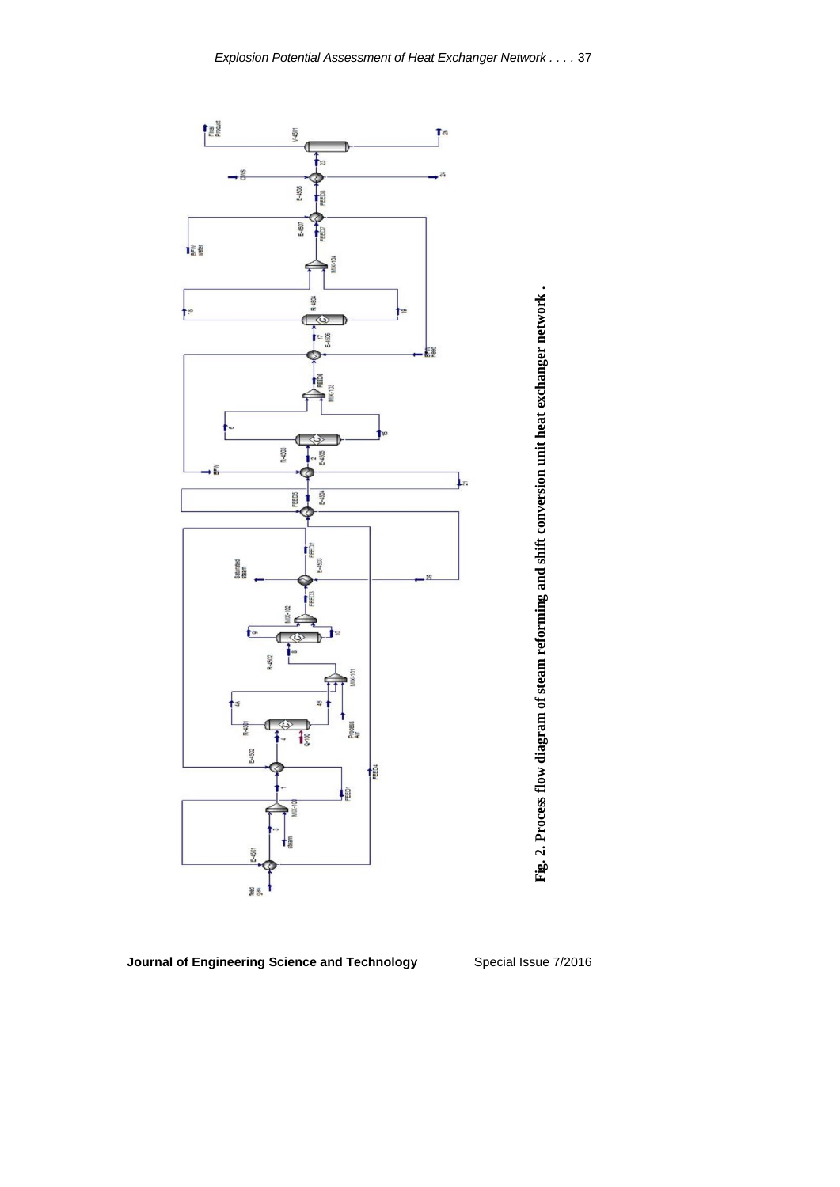**Fig. 2. Process flow diagram of steam reforming and shift conversion unit heat exchanger network .**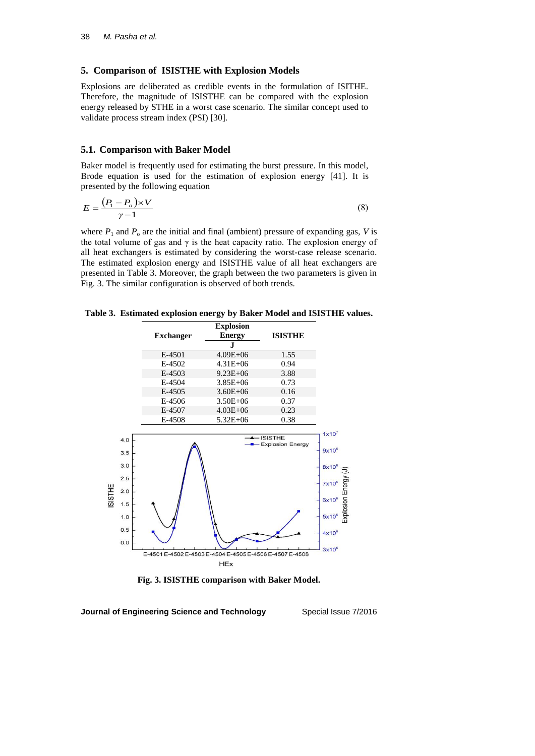## 5. Comparison of ISISTHE with Explosion Models

Explosions are deliberated as credible events in the formulation of ISITHE. Therefore, the magnitude of ISISTHE can be compared with the explosion energy released by STHE in a worst case scenario. The similar concept used to validate process stream index (PSI) [30].

### 5.1. Comparison with Baker Model

Baker model is frequently used for estimating the burst pressure. In this model, Brode equation is used for the estimation of explosion energy [41]. It is presented by the following equation

$$E = \frac{(P_1 - P_o) \times V}{\gamma - 1} \tag{8}$$

where $P_1$ and $P_o$ are the initial and final (ambient) pressure of expanding gas, $V$ is the total volume of gas and $\gamma$ is the heat capacity ratio. The explosion energy of all heat exchangers is estimated by considering the worst-case release scenario. The estimated explosion energy and ISISTHE value of all heat exchangers are presented in Table 3. Moreover, the graph between the two parameters is given in Fig. 3. The similar configuration is observed of both trends.

**Table 3. Estimated explosion energy by Baker Model and ISISTHE values.**

| Exchanger | Explosion Energy J | ISISTHE |
|---|---|---|
| E-4501 | 4.09E+06 | 1.55 |
| E-4502 | 4.31E+06 | 0.94 |
| E-4503 | 9.23E+06 | 3.88 |
| E-4504 | 3.85E+06 | 0.73 |
| E-4505 | 3.60E+06 | 0.16 |
| E-4506 | 3.50E+06 | 0.37 |
| E-4507 | 4.03E+06 | 0.23 |
| E-4508 | 5.32E+06 | 0.38 |

**Fig. 3. ISISTHE comparison with Baker Model.**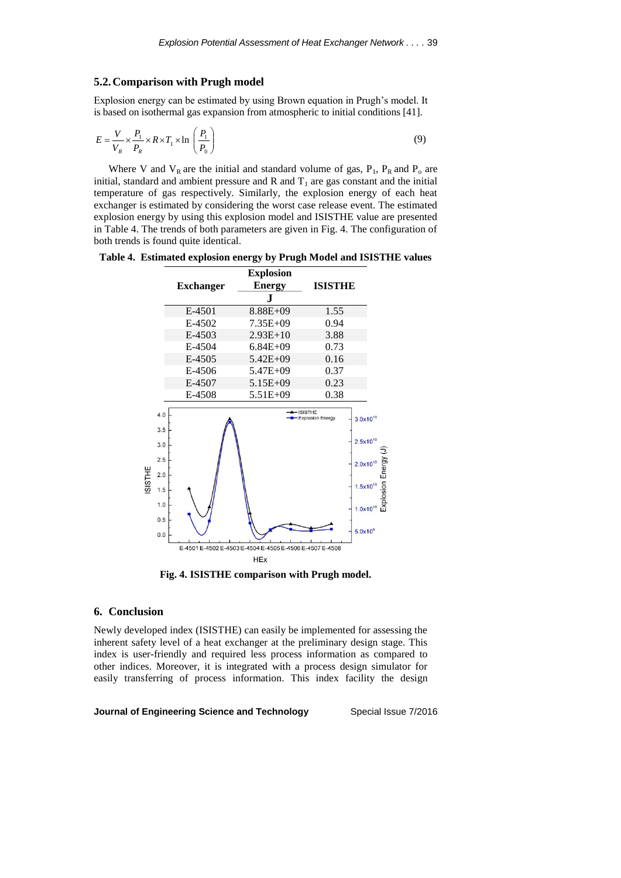## 5.2. Comparison with Prugh model

Explosion energy can be estimated by using Brown equation in Prugh's model. It is based on isothermal gas expansion from atmospheric to initial conditions [41].

$$E = \frac{V}{V_R} \times \frac{P_1}{P_R} \times R \times T_1 \times \ln\left(\frac{P_1}{P_0}\right) \tag{9}$$

Where V and $V_R$ are the initial and standard volume of gas, $P_1$, $P_R$ and $P_o$ are initial, standard and ambient pressure and R and $T_1$ are gas constant and the initial temperature of gas respectively. Similarly, the explosion energy of each heat exchanger is estimated by considering the worst case release event. The estimated explosion energy by using this explosion model and ISISTHE value are presented in Table 4. The trends of both parameters are given in Fig. 4. The configuration of both trends is found quite identical.

**Table 4. Estimated explosion energy by Prugh Model and ISISTHE values**

| Exchanger | Explosion Energy J | ISISTHE |
|---|---|---|
| E-4501 | 8.88E+09 | 1.55 |
| E-4502 | 7.35E+09 | 0.94 |
| E-4503 | 2.93E+10 | 3.88 |
| E-4504 | 6.84E+09 | 0.73 |
| E-4505 | 5.42E+09 | 0.16 |
| E-4506 | 5.47E+09 | 0.37 |
| E-4507 | 5.15E+09 | 0.23 |
| E-4508 | 5.51E+09 | 0.38 |

**Fig. 4. ISISTHE comparison with Prugh model.**

## 6. Conclusion

Newly developed index (ISISTHE) can easily be implemented for assessing the inherent safety level of a heat exchanger at the preliminary design stage. This index is user-friendly and required less process information as compared to other indices. Moreover, it is integrated with a process design simulator for easily transferring of process information. This index facility the design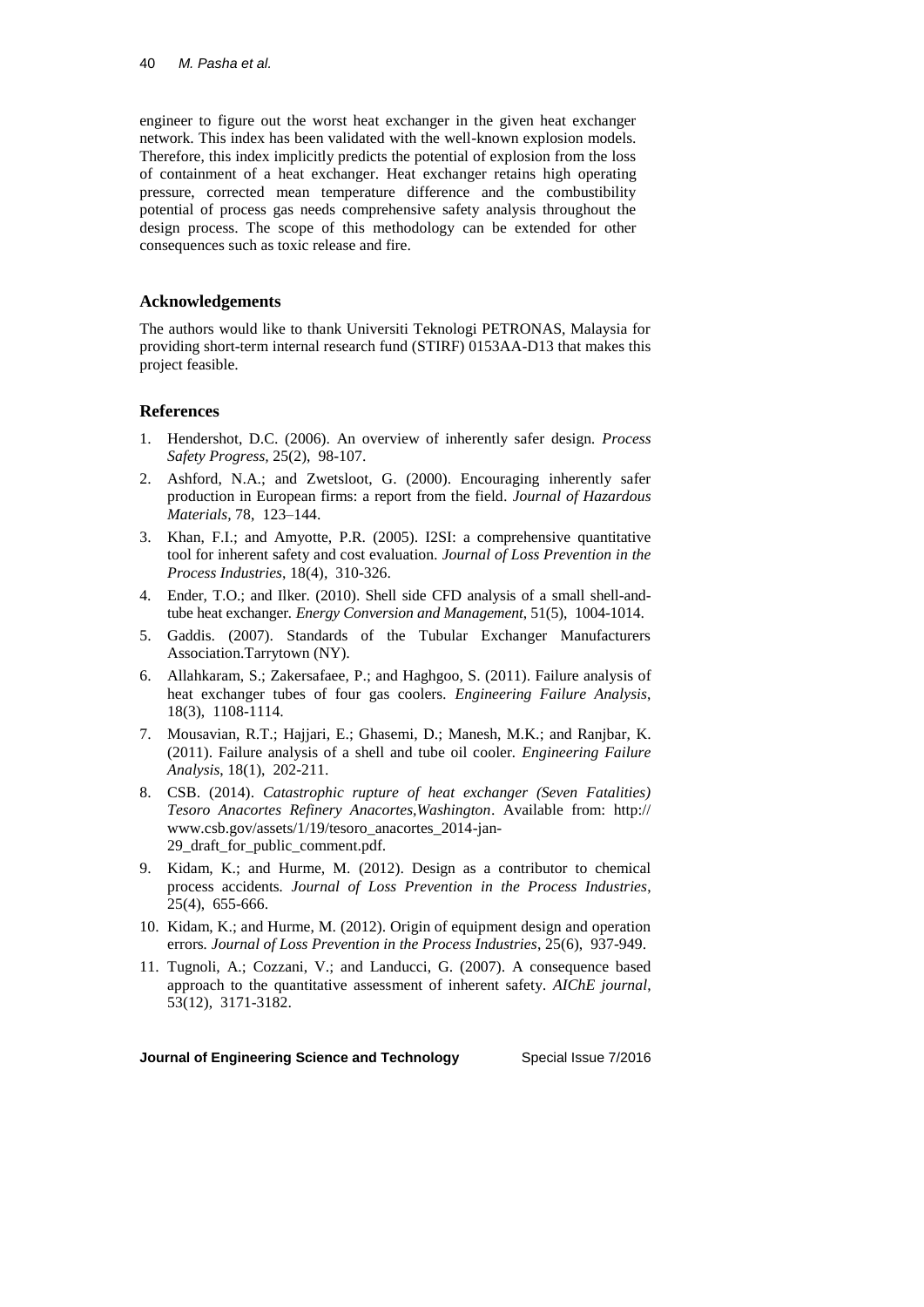engineer to figure out the worst heat exchanger in the given heat exchanger network. This index has been validated with the well-known explosion models. Therefore, this index implicitly predicts the potential of explosion from the loss of containment of a heat exchanger. Heat exchanger retains high operating pressure, corrected mean temperature difference and the combustibility potential of process gas needs comprehensive safety analysis throughout the design process. The scope of this methodology can be extended for other consequences such as toxic release and fire.

## Acknowledgements

The authors would like to thank Universiti Teknologi PETRONAS, Malaysia for providing short-term internal research fund (STIRF) 0153AA-D13 that makes this project feasible.

## References

1. Hendershot, D.C. (2006). An overview of inherently safer design. *Process Safety Progress,* 25(2), 98-107.
2. Ashford, N.A.; and Zwetsloot, G. (2000). Encouraging inherently safer production in European firms: a report from the field. *Journal of Hazardous Materials,* 78, 123–144.
3. Khan, F.I.; and Amyotte, P.R. (2005). I2SI: a comprehensive quantitative tool for inherent safety and cost evaluation. *Journal of Loss Prevention in the Process Industries*, 18(4), 310-326.
4. Ender, T.O.; and Ilker. (2010). Shell side CFD analysis of a small shell-and-tube heat exchanger. *Energy Conversion and Management*, 51(5), 1004-1014.
5. Gaddis. (2007). Standards of the Tubular Exchanger Manufacturers Association.Tarrytown (NY).
6. Allahkaram, S.; Zakersafaee, P.; and Haghgoo, S. (2011). Failure analysis of heat exchanger tubes of four gas coolers. *Engineering Failure Analysis*, 18(3), 1108-1114.
7. Mousavian, R.T.; Hajjari, E.; Ghasemi, D.; Manesh, M.K.; and Ranjbar, K. (2011). Failure analysis of a shell and tube oil cooler. *Engineering Failure Analysis*, 18(1), 202-211.
8. CSB. (2014). *Catastrophic rupture of heat exchanger (Seven Fatalities) Tesoro Anacortes Refinery Anacortes,Washington*. Available from: http:// www.csb.gov/assets/1/19/tesoro_anacortes_2014-jan-29_draft_for_public_comment.pdf.
9. Kidam, K.; and Hurme, M. (2012). Design as a contributor to chemical process accidents. *Journal of Loss Prevention in the Process Industries*, 25(4), 655-666.
10. Kidam, K.; and Hurme, M. (2012). Origin of equipment design and operation errors. *Journal of Loss Prevention in the Process Industries*, 25(6), 937-949.
11. Tugnoli, A.; Cozzani, V.; and Landucci, G. (2007). A consequence based approach to the quantitative assessment of inherent safety. *AIChE journal*, 53(12), 3171-3182.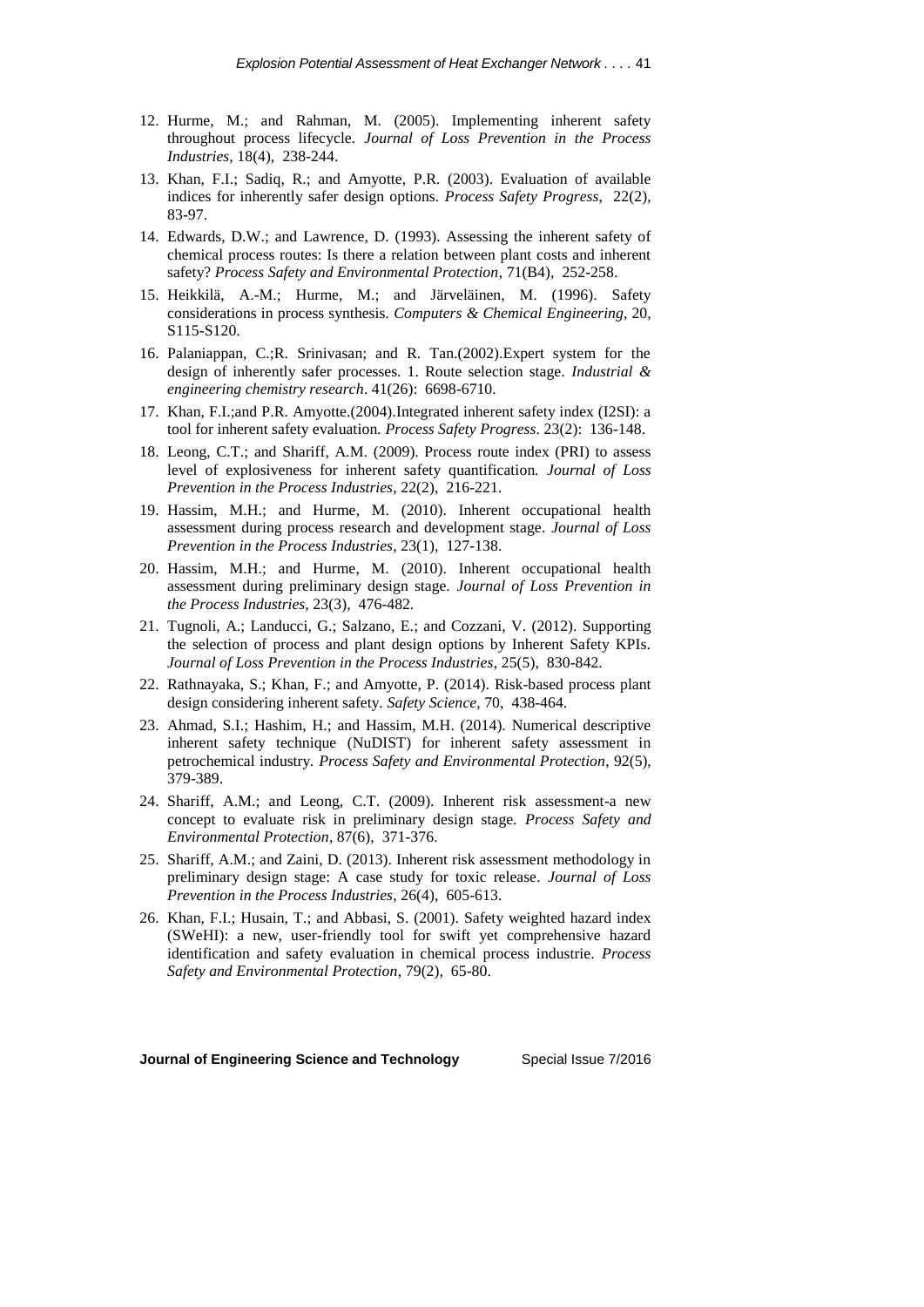12. Hurme, M.; and Rahman, M. (2005). Implementing inherent safety throughout process lifecycle. *Journal of Loss Prevention in the Process Industries*, 18(4), 238-244.
13. Khan, F.I.; Sadiq, R.; and Amyotte, P.R. (2003). Evaluation of available indices for inherently safer design options. *Process Safety Progress*, 22(2), 83-97.
14. Edwards, D.W.; and Lawrence, D. (1993). Assessing the inherent safety of chemical process routes: Is there a relation between plant costs and inherent safety? *Process Safety and Environmental Protection*, 71(B4), 252-258.
15. Heikkilä, A.-M.; Hurme, M.; and Järveläinen, M. (1996). Safety considerations in process synthesis. *Computers & Chemical Engineering*, 20, S115-S120.
16. Palaniappan, C.;R. Srinivasan; and R. Tan.(2002).Expert system for the design of inherently safer processes. 1. Route selection stage. *Industrial & engineering chemistry research*. 41(26): 6698-6710.
17. Khan, F.I.;and P.R. Amyotte.(2004).Integrated inherent safety index (I2SI): a tool for inherent safety evaluation. *Process Safety Progress*. 23(2): 136-148.
18. Leong, C.T.; and Shariff, A.M. (2009). Process route index (PRI) to assess level of explosiveness for inherent safety quantification. *Journal of Loss Prevention in the Process Industries*, 22(2), 216-221.
19. Hassim, M.H.; and Hurme, M. (2010). Inherent occupational health assessment during process research and development stage. *Journal of Loss Prevention in the Process Industries*, 23(1), 127-138.
20. Hassim, M.H.; and Hurme, M. (2010). Inherent occupational health assessment during preliminary design stage. *Journal of Loss Prevention in the Process Industries*, 23(3), 476-482.
21. Tugnoli, A.; Landucci, G.; Salzano, E.; and Cozzani, V. (2012). Supporting the selection of process and plant design options by Inherent Safety KPIs. *Journal of Loss Prevention in the Process Industries*, 25(5), 830-842.
22. Rathnayaka, S.; Khan, F.; and Amyotte, P. (2014). Risk-based process plant design considering inherent safety. *Safety Science*, 70, 438-464.
23. Ahmad, S.I.; Hashim, H.; and Hassim, M.H. (2014). Numerical descriptive inherent safety technique (NuDIST) for inherent safety assessment in petrochemical industry. *Process Safety and Environmental Protection*, 92(5), 379-389.
24. Shariff, A.M.; and Leong, C.T. (2009). Inherent risk assessment-a new concept to evaluate risk in preliminary design stage. *Process Safety and Environmental Protection*, 87(6), 371-376.
25. Shariff, A.M.; and Zaini, D. (2013). Inherent risk assessment methodology in preliminary design stage: A case study for toxic release. *Journal of Loss Prevention in the Process Industries*, 26(4), 605-613.
26. Khan, F.I.; Husain, T.; and Abbasi, S. (2001). Safety weighted hazard index (SWeHI): a new, user-friendly tool for swift yet comprehensive hazard identification and safety evaluation in chemical process industrie. *Process Safety and Environmental Protection*, 79(2), 65-80.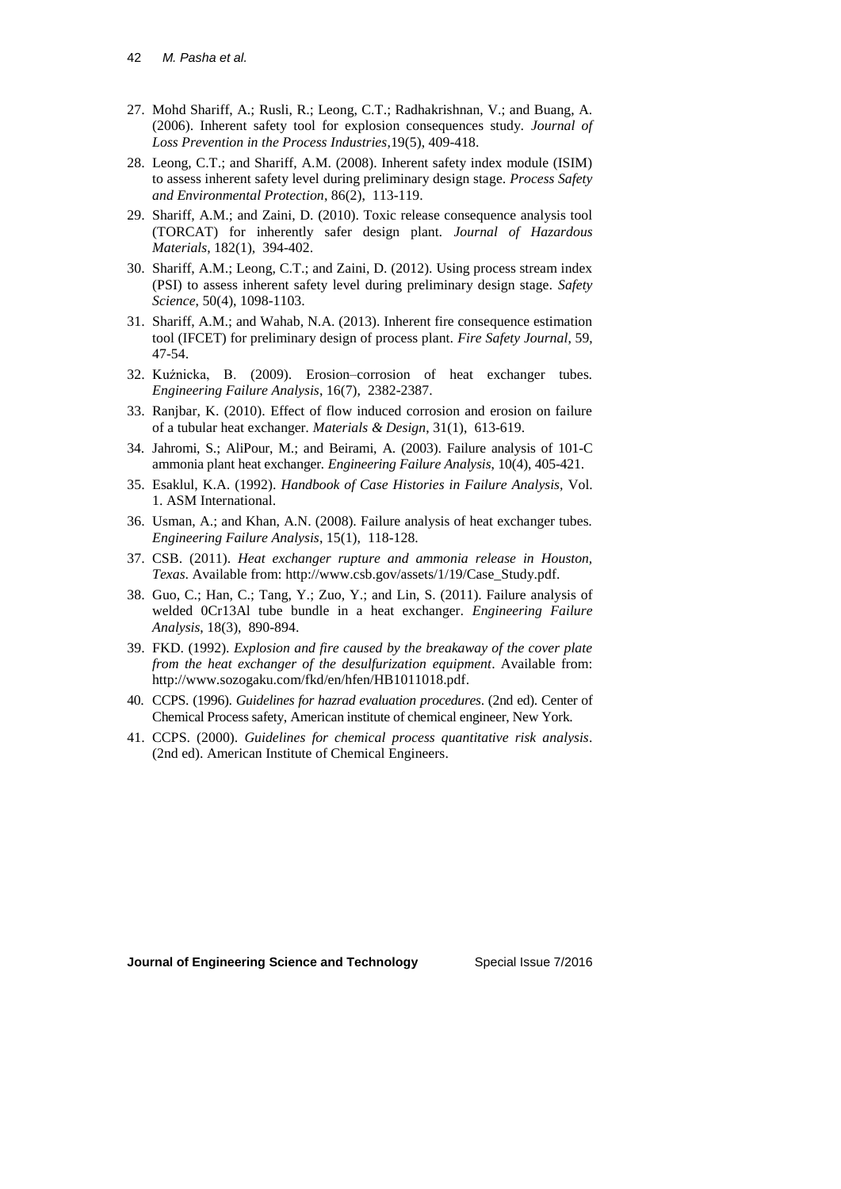27. Mohd Shariff, A.; Rusli, R.; Leong, C.T.; Radhakrishnan, V.; and Buang, A. (2006). Inherent safety tool for explosion consequences study. *Journal of Loss Prevention in the Process Industries*,19(5), 409-418.
28. Leong, C.T.; and Shariff, A.M. (2008). Inherent safety index module (ISIM) to assess inherent safety level during preliminary design stage. *Process Safety and Environmental Protection*, 86(2), 113-119.
29. Shariff, A.M.; and Zaini, D. (2010). Toxic release consequence analysis tool (TORCAT) for inherently safer design plant. *Journal of Hazardous Materials*, 182(1), 394-402.
30. Shariff, A.M.; Leong, C.T.; and Zaini, D. (2012). Using process stream index (PSI) to assess inherent safety level during preliminary design stage. *Safety Science*, 50(4), 1098-1103.
31. Shariff, A.M.; and Wahab, N.A. (2013). Inherent fire consequence estimation tool (IFCET) for preliminary design of process plant. *Fire Safety Journal*, 59, 47-54.
32. Kuźnicka, B. (2009). Erosion–corrosion of heat exchanger tubes. *Engineering Failure Analysis*, 16(7), 2382-2387.
33. Ranjbar, K. (2010). Effect of flow induced corrosion and erosion on failure of a tubular heat exchanger. *Materials & Design*, 31(1), 613-619.
34. Jahromi, S.; AliPour, M.; and Beirami, A. (2003). Failure analysis of 101-C ammonia plant heat exchanger. *Engineering Failure Analysis*, 10(4), 405-421.
35. Esaklul, K.A. (1992). *Handbook of Case Histories in Failure Analysis*, Vol. 1. ASM International.
36. Usman, A.; and Khan, A.N. (2008). Failure analysis of heat exchanger tubes. *Engineering Failure Analysis*, 15(1), 118-128.
37. CSB. (2011). *Heat exchanger rupture and ammonia release in Houston, Texas*. Available from: http://www.csb.gov/assets/1/19/Case_Study.pdf.
38. Guo, C.; Han, C.; Tang, Y.; Zuo, Y.; and Lin, S. (2011). Failure analysis of welded 0Cr13Al tube bundle in a heat exchanger. *Engineering Failure Analysis*, 18(3), 890-894.
39. FKD. (1992). *Explosion and fire caused by the breakaway of the cover plate from the heat exchanger of the desulfurization equipment*. Available from: http://www.sozogaku.com/fkd/en/hfen/HB1011018.pdf.
40. CCPS. (1996). *Guidelines for hazrad evaluation procedures*. (2nd ed). Center of Chemical Process safety, American institute of chemical engineer, New York.
41. CCPS. (2000). *Guidelines for chemical process quantitative risk analysis*. (2nd ed). American Institute of Chemical Engineers.